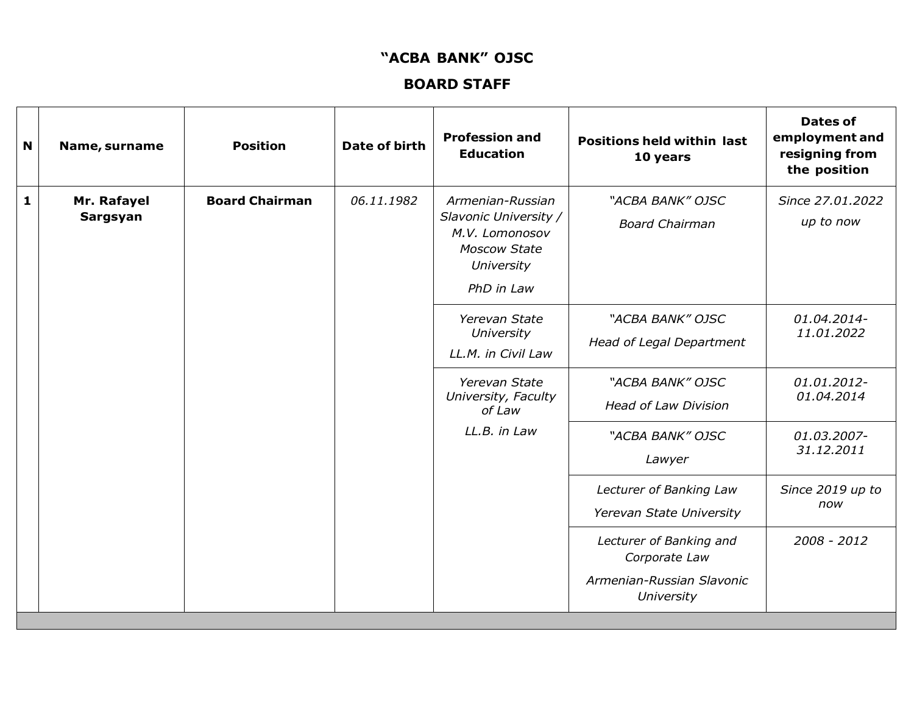# "ACBA BANK" OJSC

## BOARD STAFF

| N | Name, surname | Position | Date of birth | Profession and Education | Positions held within last 10 years | Dates of employment and resigning from the position |
|---|---|---|---|---|---|---|
| 1 | **Mr. Rafayel Sargsyan** | **Board Chairman** | *06.11.1982* | *Armenian-Russian Slavonic University / M.V. Lomonosov Moscow State University* *PhD in Law* | *"ACBA BANK" OJSC* *Board Chairman* | *Since 27.01.2022 up to now* |
| | | | | *Yerevan State University* *LL.M. in Civil Law* | *"ACBA BANK" OJSC* *Head of Legal Department* | *01.04.2014-11.01.2022* |
| | | | | *Yerevan State University, Faculty of Law* *LL.B. in Law* | *"ACBA BANK" OJSC* *Head of Law Division* | *01.01.2012-01.04.2014* |
| | | | | | *"ACBA BANK" OJSC* *Lawyer* | *01.03.2007-31.12.2011* |
| | | | | | *Lecturer of Banking Law* *Yerevan State University* | *Since 2019 up to now* |
| | | | | | *Lecturer of Banking and Corporate Law* *Armenian-Russian Slavonic University* | *2008 - 2012* |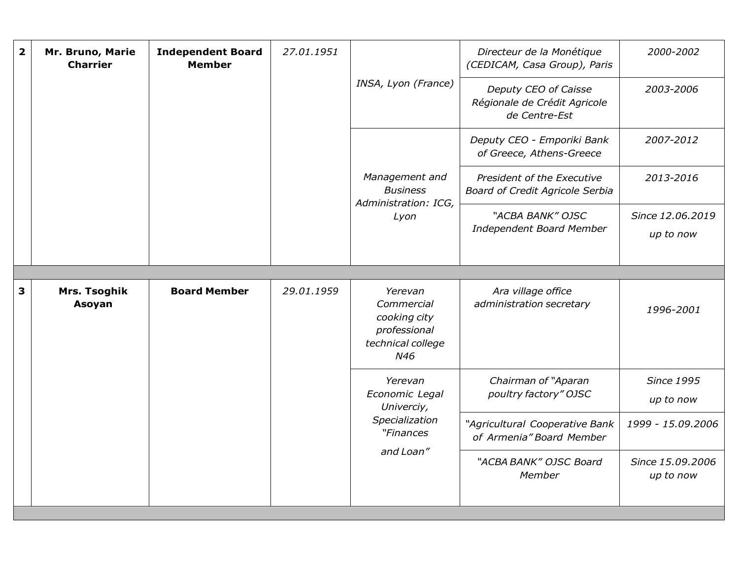| | | | | | | |
|---|---|---|---|---|---|---|
| **2** | **Mr. Bruno, Marie Charrier** | **Independent Board Member** | *27.01.1951* | *INSA, Lyon (France)* | *Directeur de la Monétique (CEDICAM, Casa Group), Paris* | *2000-2002* |
| | | | | | *Deputy CEO of Caisse Régionale de Crédit Agricole de Centre-Est* | *2003-2006* |
| | | | | *Management and Business Administration: ICG, Lyon* | *Deputy CEO - Emporiki Bank of Greece, Athens-Greece* | *2007-2012* |
| | | | | | *President of the Executive Board of Credit Agricole Serbia* | *2013-2016* |
| | | | | | *"ACBA BANK" OJSC Independent Board Member* | *Since 12.06.2019 up to now* |
| | | | | | | |
| **3** | **Mrs. Tsoghik Asoyan** | **Board Member** | *29.01.1959* | *Yerevan Commercial cooking city professional technical college N46* | *Ara village office administration secretary* | *1996-2001* |
| | | | | *Yerevan Economic Legal Univerciy, Specialization "Finances and Loan"* | *Chairman of "Aparan poultry factory" OJSC* | *Since 1995 up to now* |
| | | | | | *"Agricultural Cooperative Bank of Armenia" Board Member* | *1999 - 15.09.2006* |
| | | | | | *"ACBA BANK" OJSC Board Member* | *Since 15.09.2006 up to now* |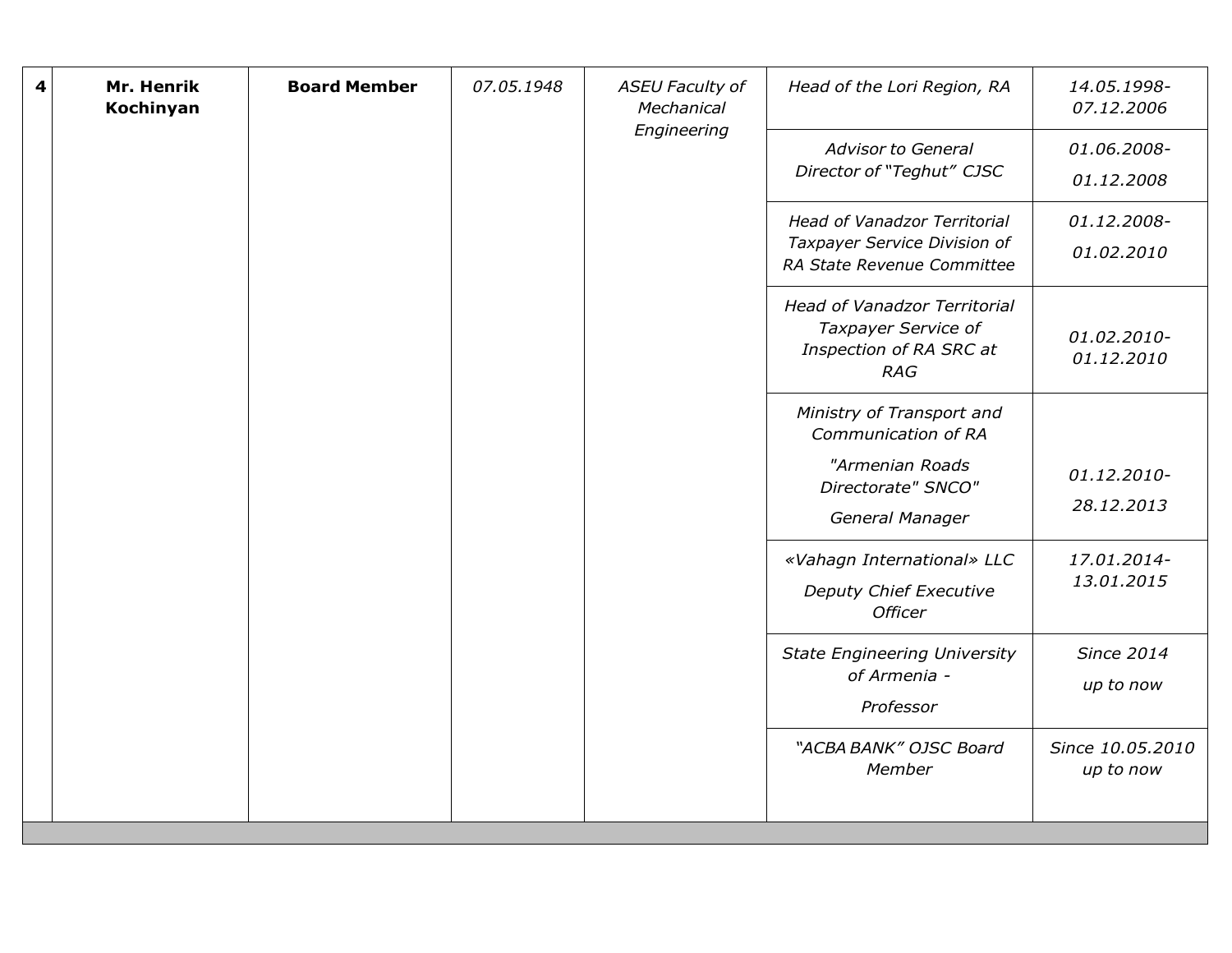| | | | | | | |
|---|---|---|---|---|---|---|
| **4** | **Mr. Henrik Kochinyan** | **Board Member** | *07.05.1948* | *ASEU Faculty of Mechanical Engineering* | *Head of the Lori Region, RA* | *14.05.1998-07.12.2006* |
| | | | | | *Advisor to General Director of "Teghut" CJSC* | *01.06.2008-01.12.2008* |
| | | | | | *Head of Vanadzor Territorial Taxpayer Service Division of RA State Revenue Committee* | *01.12.2008-01.02.2010* |
| | | | | | *Head of Vanadzor Territorial Taxpayer Service of Inspection of RA SRC at RAG* | *01.02.2010-01.12.2010* |
| | | | | | *Ministry of Transport and Communication of RA "Armenian Roads Directorate" SNCO" General Manager* | *01.12.2010-28.12.2013* |
| | | | | | *«Vahagn International» LLC Deputy Chief Executive Officer* | *17.01.2014-13.01.2015* |
| | | | | | *State Engineering University of Armenia - Professor* | *Since 2014 up to now* |
| | | | | | *"ACBA BANK" OJSC Board Member* | *Since 10.05.2010 up to now* |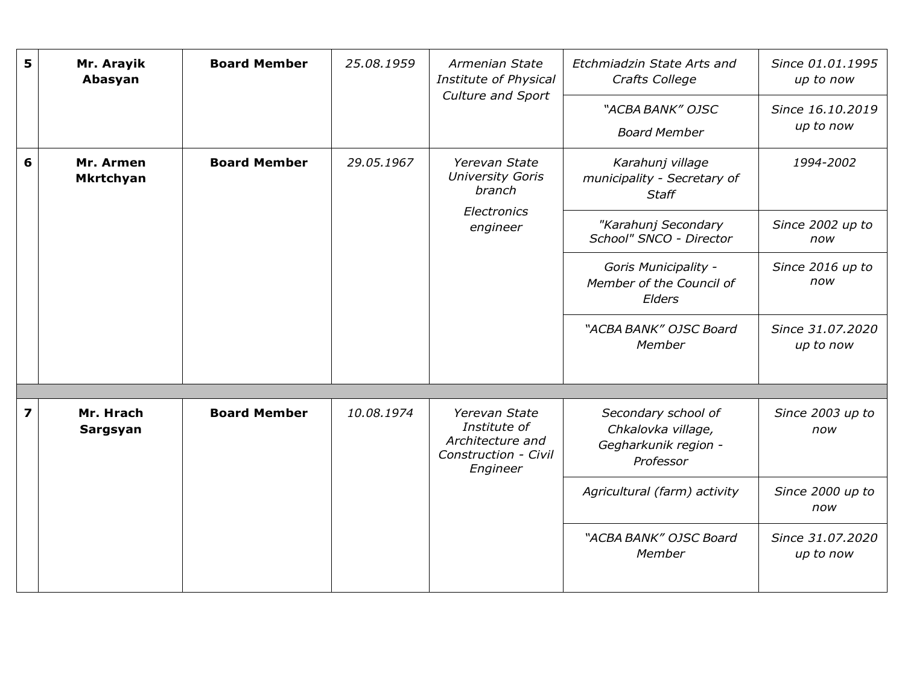| | | | | | | |
|---|---|---|---|---|---|---|
| **5** | **Mr. Arayik Abasyan** | **Board Member** | *25.08.1959* | *Armenian State Institute of Physical Culture and Sport* | *Etchmiadzin State Arts and Crafts College* | *Since 01.01.1995 up to now* |
| | | | | | *"ACBA BANK" OJSC Board Member* | *Since 16.10.2019 up to now* |
| **6** | **Mr. Armen Mkrtchyan** | **Board Member** | *29.05.1967* | *Yerevan State University Goris branch Electronics engineer* | *Karahunj village municipality - Secretary of Staff* | *1994-2002* |
| | | | | | *"Karahunj Secondary School" SNCO - Director* | *Since 2002 up to now* |
| | | | | | *Goris Municipality - Member of the Council of Elders* | *Since 2016 up to now* |
| | | | | | *"ACBA BANK" OJSC Board Member* | *Since 31.07.2020 up to now* |
| | | | | | | |
| **7** | **Mr. Hrach Sargsyan** | **Board Member** | *10.08.1974* | *Yerevan State Institute of Architecture and Construction - Civil Engineer* | *Secondary school of Chkalovka village, Gegharkunik region - Professor* | *Since 2003 up to now* |
| | | | | | *Agricultural (farm) activity* | *Since 2000 up to now* |
| | | | | | *"ACBA BANK" OJSC Board Member* | *Since 31.07.2020 up to now* |